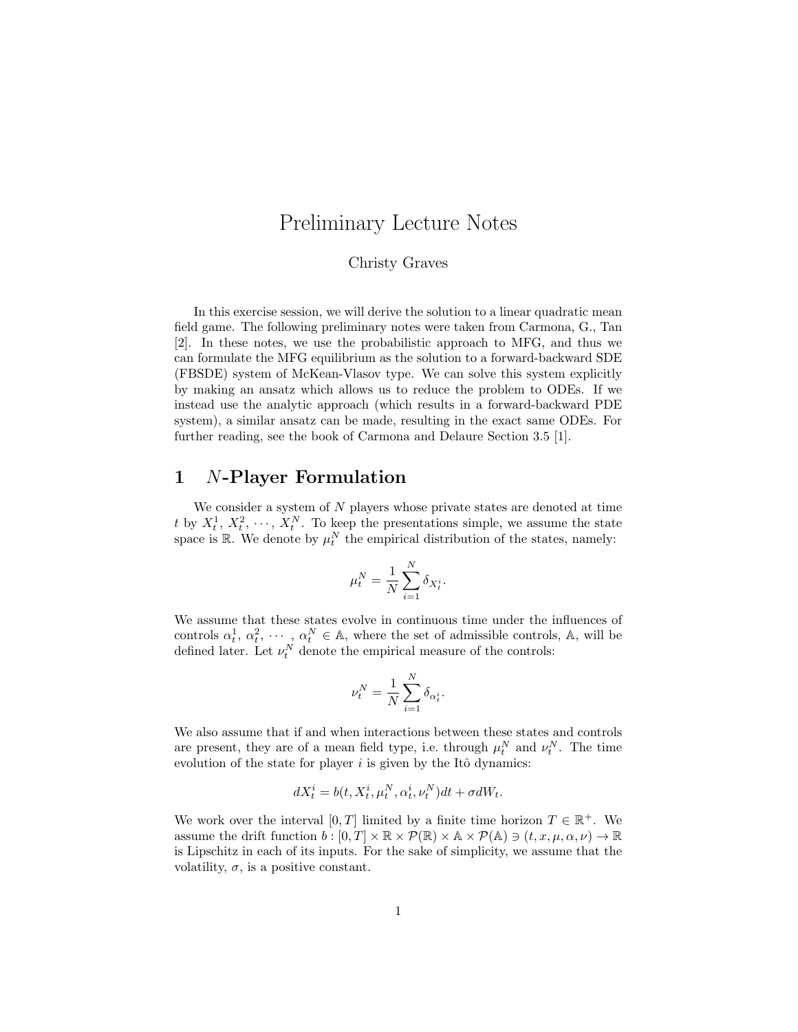# Preliminary Lecture Notes

Christy Graves

In this exercise session, we will derive the solution to a linear quadratic mean field game. The following preliminary notes were taken from Carmona, G., Tan [2]. In these notes, we use the probabilistic approach to MFG, and thus we can formulate the MFG equilibrium as the solution to a forward-backward SDE (FBSDE) system of McKean-Vlasov type. We can solve this system explicitly by making an ansatz which allows us to reduce the problem to ODEs. If we instead use the analytic approach (which results in a forward-backward PDE system), a similar ansatz can be made, resulting in the exact same ODEs. For further reading, see the book of Carmona and Delaure Section 3.5 [1].

## 1 $N$-Player Formulation

We consider a system of $N$ players whose private states are denoted at time $t$ by $X_t^1, X_t^2, \cdots, X_t^N$. To keep the presentations simple, we assume the state space is $\mathbb{R}$. We denote by $\mu_t^N$ the empirical distribution of the states, namely:

$$\mu_t^N = \frac{1}{N} \sum_{i=1}^{N} \delta_{X_t^i}.$$

We assume that these states evolve in continuous time under the influences of controls $\alpha_t^1, \alpha_t^2, \cdots, \alpha_t^N \in \mathbb{A}$, where the set of admissible controls, $\mathbb{A}$, will be defined later. Let $\nu_t^N$ denote the empirical measure of the controls:

$$\nu_t^N = \frac{1}{N} \sum_{i=1}^{N} \delta_{\alpha_t^i}.$$

We also assume that if and when interactions between these states and controls are present, they are of a mean field type, i.e. through $\mu_t^N$ and $\nu_t^N$. The time evolution of the state for player $i$ is given by the Itô dynamics:

$$dX_t^i = b(t, X_t^i, \mu_t^N, \alpha_t^i, \nu_t^N)dt + \sigma dW_t.$$

We work over the interval $[0, T]$ limited by a finite time horizon $T \in \mathbb{R}^+$. We assume the drift function $b : [0, T] \times \mathbb{R} \times \mathcal{P}(\mathbb{R}) \times \mathbb{A} \times \mathcal{P}(\mathbb{A}) \ni (t, x, \mu, \alpha, \nu) \to \mathbb{R}$ is Lipschitz in each of its inputs. For the sake of simplicity, we assume that the volatility, $\sigma$, is a positive constant.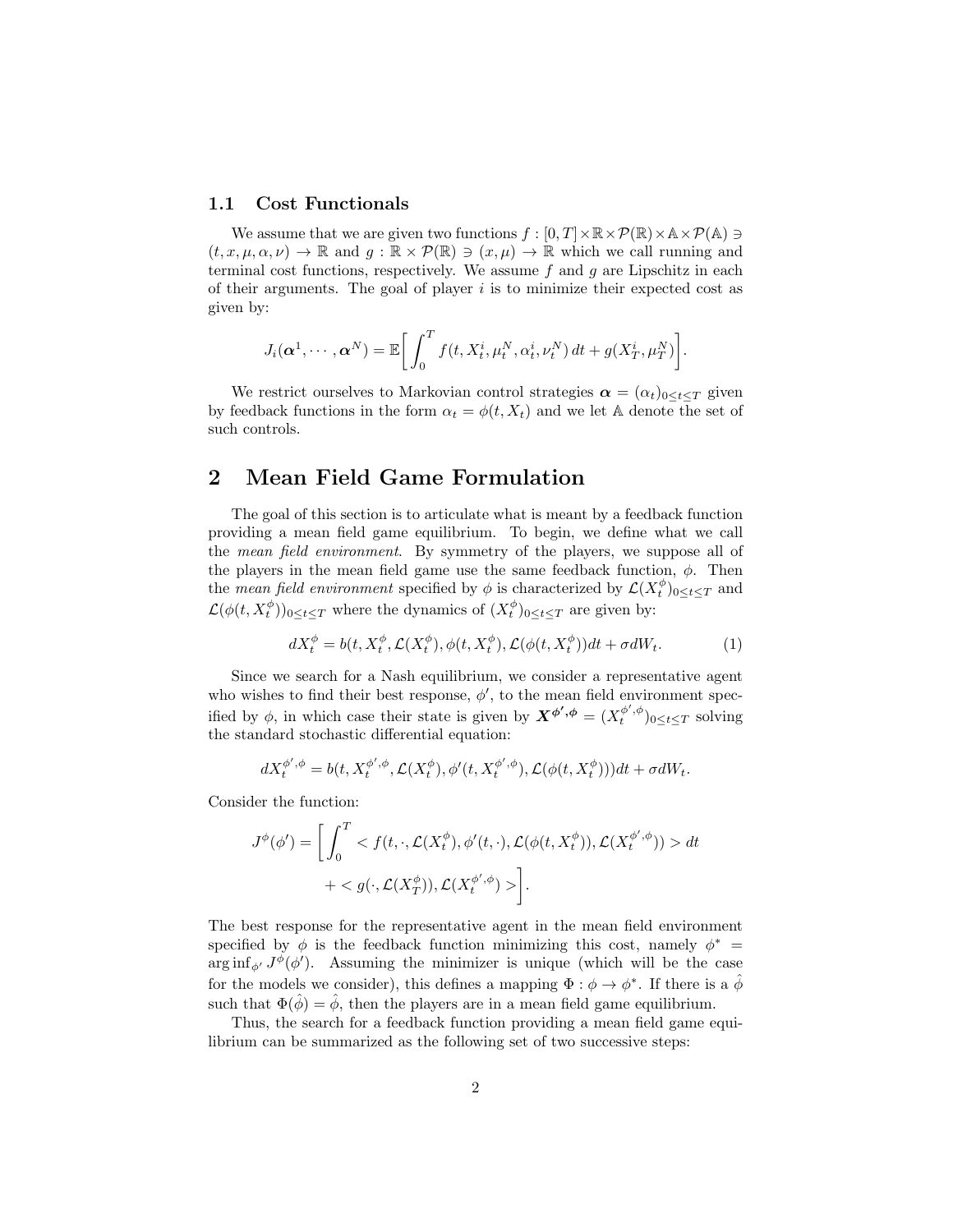### 1.1 Cost Functionals

We assume that we are given two functions $f : [0, T] \times \mathbb{R} \times \mathcal{P}(\mathbb{R}) \times \mathbb{A} \times \mathcal{P}(\mathbb{A}) \ni (t, x, \mu, \alpha, \nu) \to \mathbb{R}$ and $g : \mathbb{R} \times \mathcal{P}(\mathbb{R}) \ni (x, \mu) \to \mathbb{R}$ which we call running and terminal cost functions, respectively. We assume $f$ and $g$ are Lipschitz in each of their arguments. The goal of player $i$ is to minimize their expected cost as given by:

$$J_i(\boldsymbol{\alpha}^1, \cdots, \boldsymbol{\alpha}^N) = \mathbb{E}\bigg[\int_0^T f(t, X_t^i, \mu_t^N, \alpha_t^i, \nu_t^N)\, dt + g(X_T^i, \mu_T^N)\bigg].$$

We restrict ourselves to Markovian control strategies $\boldsymbol{\alpha} = (\alpha_t)_{0 \le t \le T}$ given by feedback functions in the form $\alpha_t = \phi(t, X_t)$ and we let $\mathbb{A}$ denote the set of such controls.

## 2 Mean Field Game Formulation

The goal of this section is to articulate what is meant by a feedback function providing a mean field game equilibrium. To begin, we define what we call the *mean field environment*. By symmetry of the players, we suppose all of the players in the mean field game use the same feedback function, $\phi$. Then the *mean field environment* specified by $\phi$ is characterized by $\mathcal{L}(X_t^\phi)_{0 \le t \le T}$ and $\mathcal{L}(\phi(t, X_t^\phi))_{0 \le t \le T}$ where the dynamics of $(X_t^\phi)_{0 \le t \le T}$ are given by:

$$dX_t^\phi = b(t, X_t^\phi, \mathcal{L}(X_t^\phi), \phi(t, X_t^\phi), \mathcal{L}(\phi(t, X_t^\phi))dt + \sigma dW_t. \tag{1}$$

Since we search for a Nash equilibrium, we consider a representative agent who wishes to find their best response, $\phi'$, to the mean field environment specified by $\phi$, in which case their state is given by $\boldsymbol{X}^{\boldsymbol{\phi'}, \boldsymbol{\phi}} = (X_t^{\phi', \phi})_{0 \le t \le T}$ solving the standard stochastic differential equation:

$$dX_t^{\phi', \phi} = b(t, X_t^{\phi', \phi}, \mathcal{L}(X_t^\phi), \phi'(t, X_t^{\phi', \phi}), \mathcal{L}(\phi(t, X_t^\phi)))dt + \sigma dW_t.$$

Consider the function:

$$\begin{aligned} J^\phi(\phi') = \bigg[\int_0^T &< f(t, \cdot, \mathcal{L}(X_t^\phi), \phi'(t, \cdot), \mathcal{L}(\phi(t, X_t^\phi)), \mathcal{L}(X_t^{\phi', \phi})) > dt \\ &+ < g(\cdot, \mathcal{L}(X_T^\phi)), \mathcal{L}(X_t^{\phi', \phi}) > \bigg]. \end{aligned}$$

The best response for the representative agent in the mean field environment specified by $\phi$ is the feedback function minimizing this cost, namely $\phi^* = \arg\inf_{\phi'} J^\phi(\phi')$. Assuming the minimizer is unique (which will be the case for the models we consider), this defines a mapping $\Phi : \phi \to \phi^*$. If there is a $\hat{\phi}$ such that $\Phi(\hat{\phi}) = \hat{\phi}$, then the players are in a mean field game equilibrium.

Thus, the search for a feedback function providing a mean field game equilibrium can be summarized as the following set of two successive steps: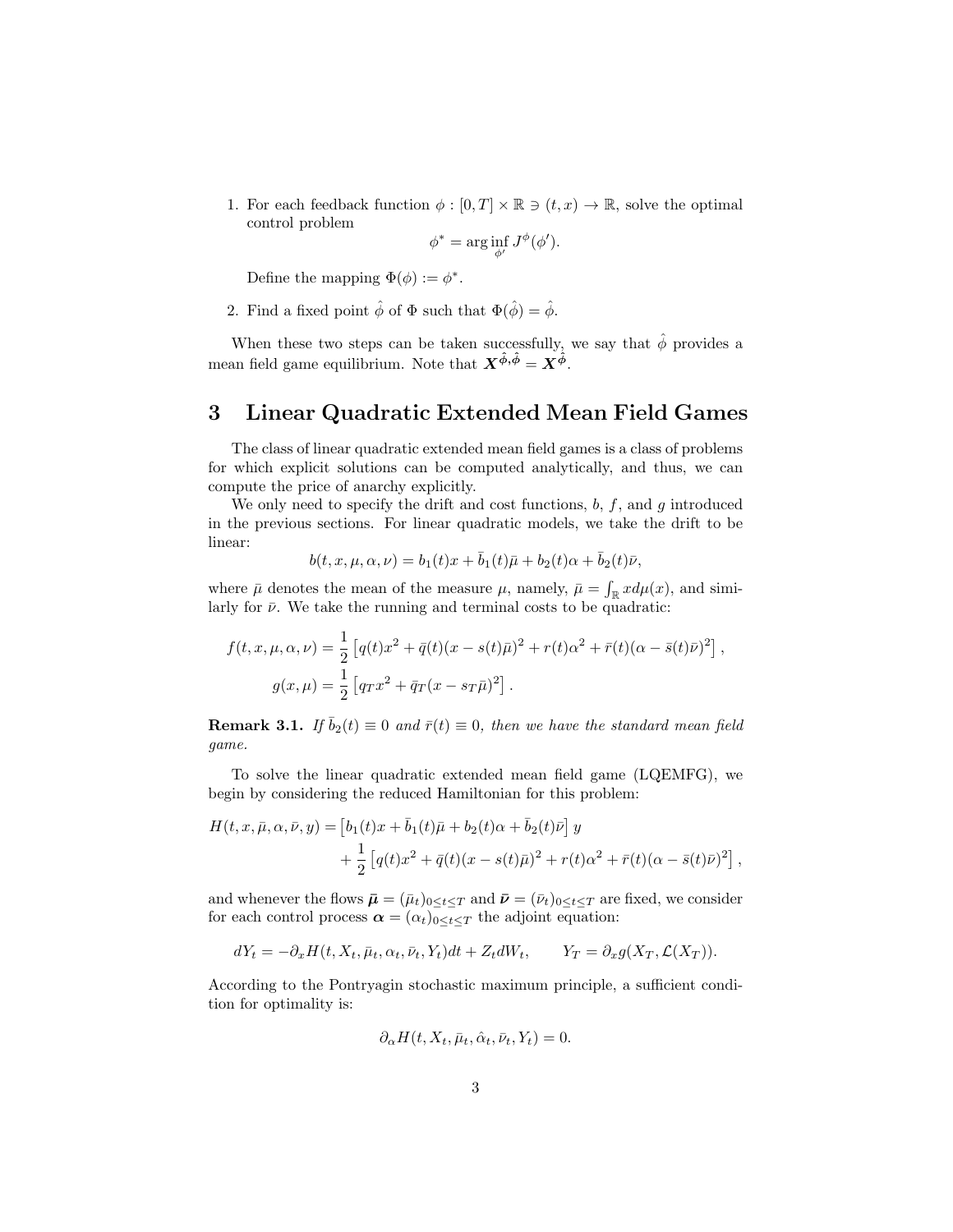1. For each feedback function $\phi : [0, T] \times \mathbb{R} \ni (t, x) \to \mathbb{R}$, solve the optimal control problem
$$\phi^* = \arg\inf_{\phi'} J^{\phi}(\phi').$$
Define the mapping $\Phi(\phi) := \phi^*$.

2. Find a fixed point $\hat{\phi}$ of $\Phi$ such that $\Phi(\hat{\phi}) = \hat{\phi}$.

When these two steps can be taken successfully, we say that $\hat{\phi}$ provides a mean field game equilibrium. Note that $\boldsymbol{X}^{\hat{\phi},\hat{\phi}} = \boldsymbol{X}^{\hat{\phi}}$.

# 3 Linear Quadratic Extended Mean Field Games

The class of linear quadratic extended mean field games is a class of problems for which explicit solutions can be computed analytically, and thus, we can compute the price of anarchy explicitly.

We only need to specify the drift and cost functions, $b$, $f$, and $g$ introduced in the previous sections. For linear quadratic models, we take the drift to be linear:

$$b(t, x, \mu, \alpha, \nu) = b_1(t)x + \bar{b}_1(t)\bar{\mu} + b_2(t)\alpha + \bar{b}_2(t)\bar{\nu},$$

where $\bar{\mu}$ denotes the mean of the measure $\mu$, namely, $\bar{\mu} = \int_{\mathbb{R}} x d\mu(x)$, and similarly for $\bar{\nu}$. We take the running and terminal costs to be quadratic:

$$\begin{aligned}
f(t, x, \mu, \alpha, \nu) &= \frac{1}{2}\left[q(t)x^2 + \bar{q}(t)(x - s(t)\bar{\mu})^2 + r(t)\alpha^2 + \bar{r}(t)(\alpha - \bar{s}(t)\bar{\nu})^2\right], \\
g(x, \mu) &= \frac{1}{2}\left[q_T x^2 + \bar{q}_T(x - s_T\bar{\mu})^2\right].
\end{aligned}$$

**Remark 3.1.** *If $\bar{b}_2(t) \equiv 0$ and $\bar{r}(t) \equiv 0$, then we have the standard mean field game.*

To solve the linear quadratic extended mean field game (LQEMFG), we begin by considering the reduced Hamiltonian for this problem:

$$\begin{aligned}
H(t, x, \bar{\mu}, \alpha, \bar{\nu}, y) = &\left[b_1(t)x + \bar{b}_1(t)\bar{\mu} + b_2(t)\alpha + \bar{b}_2(t)\bar{\nu}\right] y \\
&+ \frac{1}{2}\left[q(t)x^2 + \bar{q}(t)(x - s(t)\bar{\mu})^2 + r(t)\alpha^2 + \bar{r}(t)(\alpha - \bar{s}(t)\bar{\nu})^2\right],
\end{aligned}$$

and whenever the flows $\bar{\boldsymbol{\mu}} = (\bar{\mu}_t)_{0\le t\le T}$ and $\bar{\boldsymbol{\nu}} = (\bar{\nu}_t)_{0\le t\le T}$ are fixed, we consider for each control process $\boldsymbol{\alpha} = (\alpha_t)_{0\le t\le T}$ the adjoint equation:

$$dY_t = -\partial_x H(t, X_t, \bar{\mu}_t, \alpha_t, \bar{\nu}_t, Y_t)dt + Z_t dW_t, \qquad Y_T = \partial_x g(X_T, \mathcal{L}(X_T)).$$

According to the Pontryagin stochastic maximum principle, a sufficient condition for optimality is:

$$\partial_\alpha H(t, X_t, \bar{\mu}_t, \hat{\alpha}_t, \bar{\nu}_t, Y_t) = 0.$$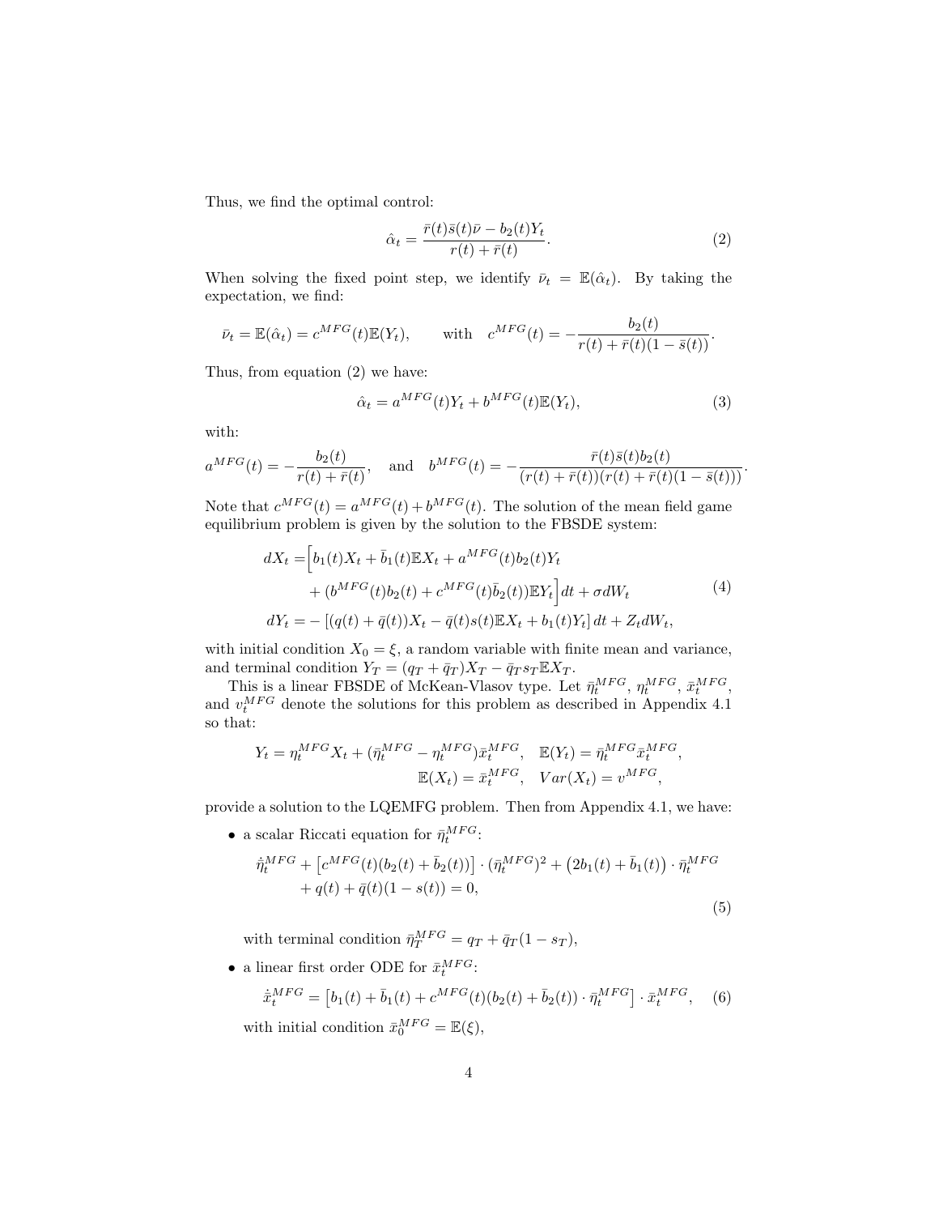Thus, we find the optimal control:

$$\hat{\alpha}_t = \frac{\bar{r}(t)\bar{s}(t)\bar{\nu} - b_2(t)Y_t}{r(t) + \bar{r}(t)}. \tag{2}$$

When solving the fixed point step, we identify $\bar{\nu}_t = \mathbb{E}(\hat{\alpha}_t)$. By taking the expectation, we find:

$$\bar{\nu}_t = \mathbb{E}(\hat{\alpha}_t) = c^{MFG}(t)\mathbb{E}(Y_t), \qquad \text{with} \quad c^{MFG}(t) = -\frac{b_2(t)}{r(t) + \bar{r}(t)(1 - \bar{s}(t))}.$$

Thus, from equation (2) we have:

$$\hat{\alpha}_t = a^{MFG}(t)Y_t + b^{MFG}(t)\mathbb{E}(Y_t), \tag{3}$$

with:

$$a^{MFG}(t) = -\frac{b_2(t)}{r(t) + \bar{r}(t)}, \quad \text{and} \quad b^{MFG}(t) = -\frac{\bar{r}(t)\bar{s}(t)b_2(t)}{(r(t) + \bar{r}(t))(r(t) + \bar{r}(t)(1 - \bar{s}(t)))}.$$

Note that $c^{MFG}(t) = a^{MFG}(t) + b^{MFG}(t)$. The solution of the mean field game equilibrium problem is given by the solution to the FBSDE system:

$$\begin{aligned}
dX_t =& \Big[b_1(t)X_t + \bar{b}_1(t)\mathbb{E}X_t + a^{MFG}(t)b_2(t)Y_t \\
&+ (b^{MFG}(t)b_2(t) + c^{MFG}(t)\bar{b}_2(t))\mathbb{E}Y_t\Big]dt + \sigma dW_t \\
dY_t =& -\left[(q(t) + \bar{q}(t))X_t - \bar{q}(t)s(t)\mathbb{E}X_t + b_1(t)Y_t\right]dt + Z_t dW_t,
\end{aligned} \tag{4}$$

with initial condition $X_0 = \xi$, a random variable with finite mean and variance, and terminal condition $Y_T = (q_T + \bar{q}_T)X_T - \bar{q}_T s_T \mathbb{E}X_T$.

This is a linear FBSDE of McKean-Vlasov type. Let $\bar{\eta}_t^{MFG}$, $\eta_t^{MFG}$, $\bar{x}_t^{MFG}$, and $v_t^{MFG}$ denote the solutions for this problem as described in Appendix 4.1 so that:

$$\begin{aligned}
Y_t = \eta_t^{MFG}X_t + (\bar{\eta}_t^{MFG} - \eta_t^{MFG})\bar{x}_t^{MFG}, \quad \mathbb{E}(Y_t) = \bar{\eta}_t^{MFG}\bar{x}_t^{MFG}, \\
\mathbb{E}(X_t) = \bar{x}_t^{MFG}, \quad Var(X_t) = v^{MFG},
\end{aligned}$$

provide a solution to the LQEMFG problem. Then from Appendix 4.1, we have:

- a scalar Riccati equation for $\bar{\eta}_t^{MFG}$:

$$\begin{aligned}
\dot{\bar{\eta}}_t^{MFG} + \left[c^{MFG}(t)(b_2(t) + \bar{b}_2(t))\right] \cdot (\bar{\eta}_t^{MFG})^2 + \left(2b_1(t) + \bar{b}_1(t)\right) \cdot \bar{\eta}_t^{MFG} \\
+ q(t) + \bar{q}(t)(1 - s(t)) = 0,
\end{aligned} \tag{5}$$

  with terminal condition $\bar{\eta}_T^{MFG} = q_T + \bar{q}_T(1 - s_T)$,

- a linear first order ODE for $\bar{x}_t^{MFG}$:

$$\dot{\bar{x}}_t^{MFG} = \left[b_1(t) + \bar{b}_1(t) + c^{MFG}(t)(b_2(t) + \bar{b}_2(t)) \cdot \bar{\eta}_t^{MFG}\right] \cdot \bar{x}_t^{MFG}, \tag{6}$$

  with initial condition $\bar{x}_0^{MFG} = \mathbb{E}(\xi)$,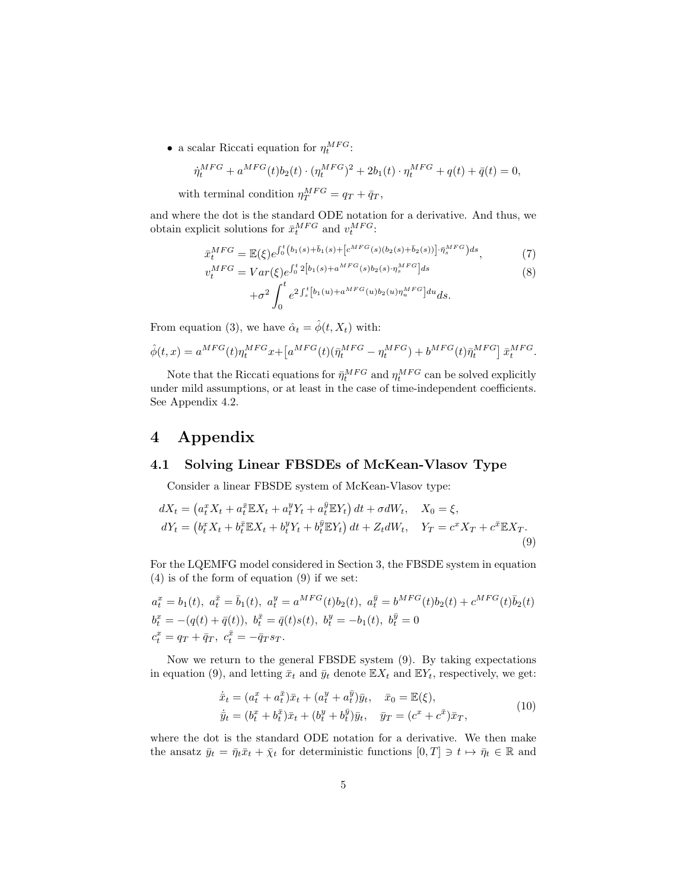- a scalar Riccati equation for $\eta_t^{MFG}$:

$$\dot{\eta}_t^{MFG} + a^{MFG}(t)b_2(t) \cdot (\eta_t^{MFG})^2 + 2b_1(t) \cdot \eta_t^{MFG} + q(t) + \bar{q}(t) = 0,$$

  with terminal condition $\eta_T^{MFG} = q_T + \bar{q}_T$,

and where the dot is the standard ODE notation for a derivative. And thus, we obtain explicit solutions for $\bar{x}_t^{MFG}$ and $v_t^{MFG}$:

$$\bar{x}_t^{MFG} = \mathbb{E}(\xi) e^{\int_0^t \left(b_1(s) + \bar{b}_1(s) + \left[c^{MFG}(s)(b_2(s) + \bar{b}_2(s))\right] \cdot \bar{\eta}_s^{MFG}\right) ds}, \tag{7}$$

$$\begin{aligned} v_t^{MFG} &= Var(\xi) e^{\int_0^t 2\left[b_1(s) + a^{MFG}(s) b_2(s) \cdot \eta_s^{MFG}\right] ds} \\ &\quad + \sigma^2 \int_0^t e^{2\int_s^t \left[b_1(u) + a^{MFG}(u) b_2(u) \eta_u^{MFG}\right] du} ds. \end{aligned} \tag{8}$$

From equation (3), we have $\hat{\alpha}_t = \hat{\phi}(t, X_t)$ with:

$$\hat{\phi}(t,x) = a^{MFG}(t)\eta_t^{MFG} x + \left[a^{MFG}(t)(\bar{\eta}_t^{MFG} - \eta_t^{MFG}) + b^{MFG}(t)\bar{\eta}_t^{MFG}\right] \bar{x}_t^{MFG}.$$

Note that the Riccati equations for $\bar{\eta}_t^{MFG}$ and $\eta_t^{MFG}$ can be solved explicitly under mild assumptions, or at least in the case of time-independent coefficients. See Appendix 4.2.

# 4 Appendix

## 4.1 Solving Linear FBSDEs of McKean-Vlasov Type

Consider a linear FBSDE system of McKean-Vlasov type:

$$\begin{aligned} dX_t &= \left(a_t^x X_t + a_t^{\bar{x}} \mathbb{E}X_t + a_t^y Y_t + a_t^{\bar{y}} \mathbb{E}Y_t\right) dt + \sigma dW_t, \quad X_0 = \xi, \\ dY_t &= \left(b_t^x X_t + b_t^{\bar{x}} \mathbb{E}X_t + b_t^y Y_t + b_t^{\bar{y}} \mathbb{E}Y_t\right) dt + Z_t dW_t, \quad Y_T = c^x X_T + c^{\bar{x}} \mathbb{E}X_T. \end{aligned} \tag{9}$$

For the LQEMFG model considered in Section 3, the FBSDE system in equation (4) is of the form of equation (9) if we set:

$$\begin{aligned} &a_t^x = b_1(t),\ a_t^{\bar{x}} = \bar{b}_1(t),\ a_t^y = a^{MFG}(t) b_2(t),\ a_t^{\bar{y}} = b^{MFG}(t) b_2(t) + c^{MFG}(t)\bar{b}_2(t) \\ &b_t^x = -(q(t) + \bar{q}(t)),\ b_t^{\bar{x}} = \bar{q}(t)s(t),\ b_t^y = -b_1(t),\ b_t^{\bar{y}} = 0 \\ &c_t^x = q_T + \bar{q}_T,\ c_t^{\bar{x}} = -\bar{q}_T s_T. \end{aligned}$$

Now we return to the general FBSDE system (9). By taking expectations in equation (9), and letting $\bar{x}_t$ and $\bar{y}_t$ denote $\mathbb{E}X_t$ and $\mathbb{E}Y_t$, respectively, we get:

$$\begin{aligned} \dot{\bar{x}}_t &= (a_t^x + a_t^{\bar{x}})\bar{x}_t + (a_t^y + a_t^{\bar{y}})\bar{y}_t, \quad \bar{x}_0 = \mathbb{E}(\xi), \\ \dot{\bar{y}}_t &= (b_t^x + b_t^{\bar{x}})\bar{x}_t + (b_t^y + b_t^{\bar{y}})\bar{y}_t, \quad \bar{y}_T = (c^x + c^{\bar{x}})\bar{x}_T, \end{aligned} \tag{10}$$

where the dot is the standard ODE notation for a derivative. We then make the ansatz $\bar{y}_t = \bar{\eta}_t \bar{x}_t + \bar{\chi}_t$ for deterministic functions $[0,T] \ni t \mapsto \bar{\eta}_t \in \mathbb{R}$ and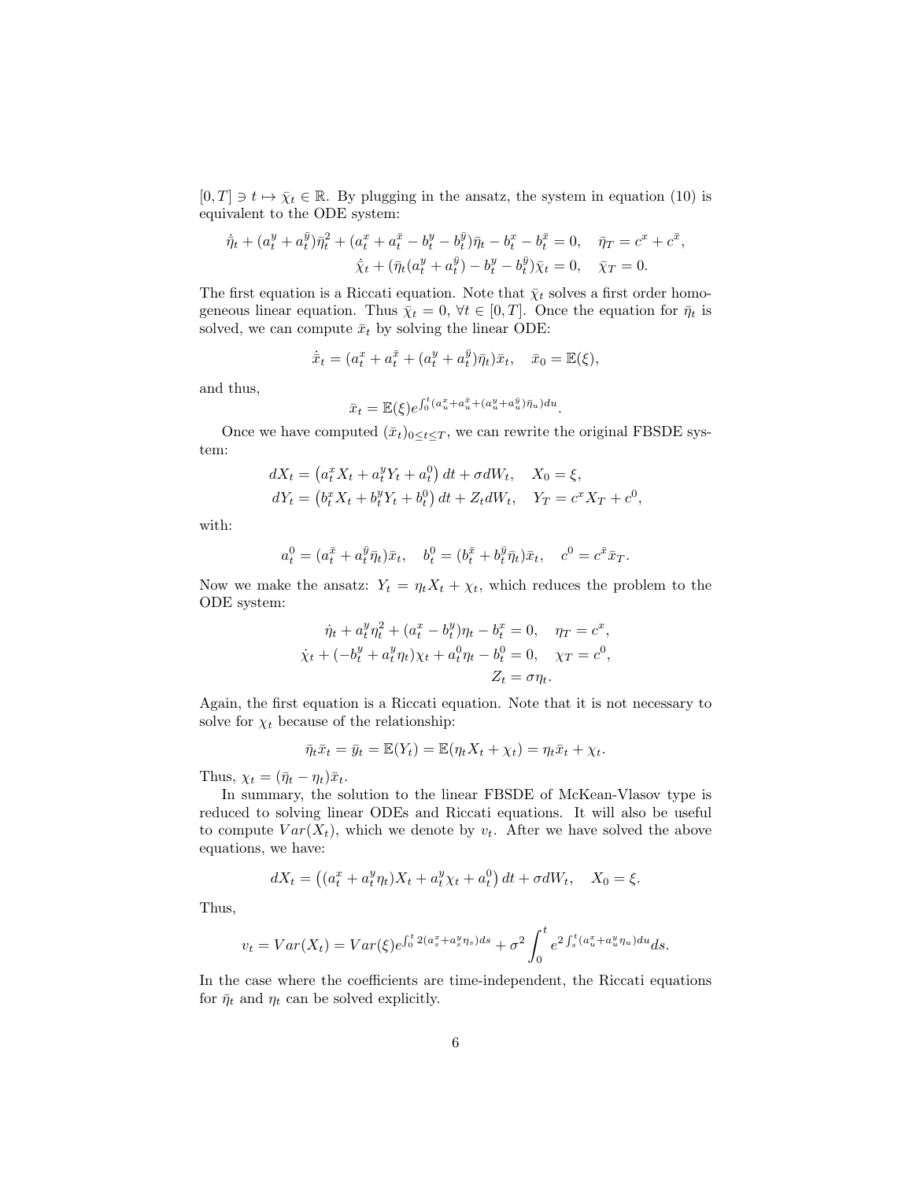$[0,T] \ni t \mapsto \bar{\chi}_t \in \mathbb{R}$. By plugging in the ansatz, the system in equation (10) is equivalent to the ODE system:

$$\dot{\bar{\eta}}_t + (a_t^y + a_t^{\bar{y}})\bar{\eta}_t^2 + (a_t^x + a_t^{\bar{x}} - b_t^y - b_t^{\bar{y}})\bar{\eta}_t - b_t^x - b_t^{\bar{x}} = 0, \quad \bar{\eta}_T = c^x + c^{\bar{x}},$$
$$\dot{\bar{\chi}}_t + (\bar{\eta}_t(a_t^y + a_t^{\bar{y}}) - b_t^y - b_t^{\bar{y}})\bar{\chi}_t = 0, \quad \bar{\chi}_T = 0.$$

The first equation is a Riccati equation. Note that $\bar{\chi}_t$ solves a first order homogeneous linear equation. Thus $\bar{\chi}_t = 0$, $\forall t \in [0,T]$. Once the equation for $\bar{\eta}_t$ is solved, we can compute $\bar{x}_t$ by solving the linear ODE:

$$\dot{\bar{x}}_t = (a_t^x + a_t^{\bar{x}} + (a_t^y + a_t^{\bar{y}})\bar{\eta}_t)\bar{x}_t, \quad \bar{x}_0 = \mathbb{E}(\xi),$$

and thus,

$$\bar{x}_t = \mathbb{E}(\xi)e^{\int_0^t (a_u^x + a_u^{\bar{x}} + (a_u^y + a_u^{\bar{y}})\bar{\eta}_u)du}.$$

Once we have computed $(\bar{x}_t)_{0 \le t \le T}$, we can rewrite the original FBSDE system:

$$dX_t = \left(a_t^x X_t + a_t^y Y_t + a_t^0\right)dt + \sigma dW_t, \quad X_0 = \xi,$$
$$dY_t = \left(b_t^x X_t + b_t^y Y_t + b_t^0\right)dt + Z_t dW_t, \quad Y_T = c^x X_T + c^0,$$

with:

$$a_t^0 = (a_t^{\bar{x}} + a_t^{\bar{y}}\bar{\eta}_t)\bar{x}_t, \quad b_t^0 = (b_t^{\bar{x}} + b_t^{\bar{y}}\bar{\eta}_t)\bar{x}_t, \quad c^0 = c^{\bar{x}}\bar{x}_T.$$

Now we make the ansatz: $Y_t = \eta_t X_t + \chi_t$, which reduces the problem to the ODE system:

$$\dot{\eta}_t + a_t^y \eta_t^2 + (a_t^x - b_t^y)\eta_t - b_t^x = 0, \quad \eta_T = c^x,$$
$$\dot{\chi}_t + (-b_t^y + a_t^y \eta_t)\chi_t + a_t^0 \eta_t - b_t^0 = 0, \quad \chi_T = c^0,$$
$$Z_t = \sigma \eta_t.$$

Again, the first equation is a Riccati equation. Note that it is not necessary to solve for $\chi_t$ because of the relationship:

$$\bar{\eta}_t \bar{x}_t = \bar{y}_t = \mathbb{E}(Y_t) = \mathbb{E}(\eta_t X_t + \chi_t) = \eta_t \bar{x}_t + \chi_t.$$

Thus, $\chi_t = (\bar{\eta}_t - \eta_t)\bar{x}_t$.

In summary, the solution to the linear FBSDE of McKean-Vlasov type is reduced to solving linear ODEs and Riccati equations. It will also be useful to compute $Var(X_t)$, which we denote by $v_t$. After we have solved the above equations, we have:

$$dX_t = \left((a_t^x + a_t^y \eta_t)X_t + a_t^y \chi_t + a_t^0\right)dt + \sigma dW_t, \quad X_0 = \xi.$$

Thus,

$$v_t = Var(X_t) = Var(\xi)e^{\int_0^t 2(a_s^x + a_s^y \eta_s)ds} + \sigma^2 \int_0^t e^{2\int_s^t (a_u^x + a_u^y \eta_u)du}ds.$$

In the case where the coefficients are time-independent, the Riccati equations for $\bar{\eta}_t$ and $\eta_t$ can be solved explicitly.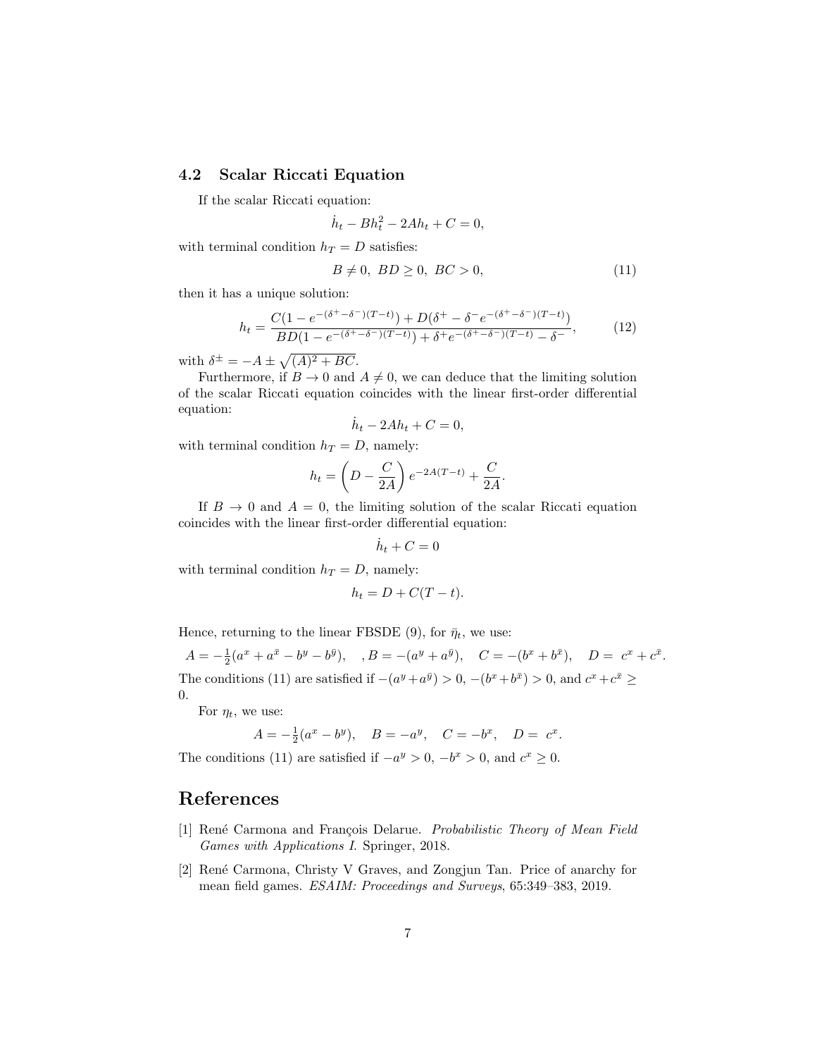### 4.2 Scalar Riccati Equation

If the scalar Riccati equation:

$$\dot{h}_t - Bh_t^2 - 2Ah_t + C = 0,$$

with terminal condition $h_T = D$ satisfies:

$$B \neq 0,\ BD \geq 0,\ BC > 0, \tag{11}$$

then it has a unique solution:

$$h_t = \frac{C(1 - e^{-(\delta^+ - \delta^-)(T-t)}) + D(\delta^+ - \delta^- e^{-(\delta^+ - \delta^-)(T-t)})}{BD(1 - e^{-(\delta^+ - \delta^-)(T-t)}) + \delta^+ e^{-(\delta^+ - \delta^-)(T-t)} - \delta^-}, \tag{12}$$

with $\delta^\pm = -A \pm \sqrt{(A)^2 + BC}$.

Furthermore, if $B \to 0$ and $A \neq 0$, we can deduce that the limiting solution of the scalar Riccati equation coincides with the linear first-order differential equation:

$$\dot{h}_t - 2Ah_t + C = 0,$$

with terminal condition $h_T = D$, namely:

$$h_t = \left(D - \frac{C}{2A}\right) e^{-2A(T-t)} + \frac{C}{2A}.$$

If $B \to 0$ and $A = 0$, the limiting solution of the scalar Riccati equation coincides with the linear first-order differential equation:

$$\dot{h}_t + C = 0$$

with terminal condition $h_T = D$, namely:

$$h_t = D + C(T - t).$$

Hence, returning to the linear FBSDE (9), for $\bar{\eta}_t$, we use:

$$A = -\tfrac{1}{2}(a^x + a^{\bar{x}} - b^y - b^{\bar{y}}), \quad , B = -(a^y + a^{\bar{y}}), \quad C = -(b^x + b^{\bar{x}}), \quad D = \ c^x + c^{\bar{x}}.$$

The conditions (11) are satisfied if $-(a^y + a^{\bar{y}}) > 0$, $-(b^x + b^{\bar{x}}) > 0$, and $c^x + c^{\bar{x}} \geq 0$.

For $\eta_t$, we use:

$$A = -\tfrac{1}{2}(a^x - b^y), \quad B = -a^y, \quad C = -b^x, \quad D = \ c^x.$$

The conditions (11) are satisfied if $-a^y > 0$, $-b^x > 0$, and $c^x \geq 0$.

## References

[1] René Carmona and François Delarue. *Probabilistic Theory of Mean Field Games with Applications I*. Springer, 2018.

[2] René Carmona, Christy V Graves, and Zongjun Tan. Price of anarchy for mean field games. *ESAIM: Proceedings and Surveys*, 65:349–383, 2019.